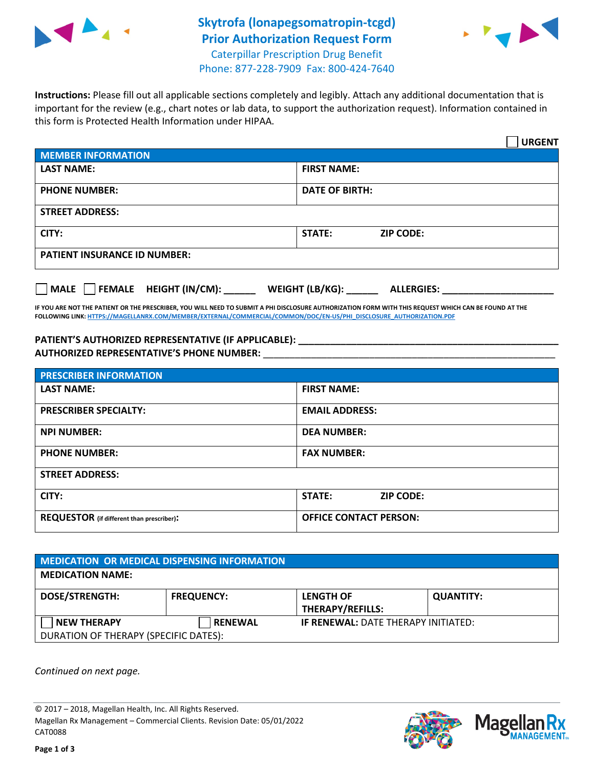# Skytrofa (lonapegsomatropin-tcgd)
## Prior Authorization Request Form

Caterpillar Prescription Drug Benefit
Phone: 877-228-7909 Fax: 800-424-7640

**Instructions:** Please fill out all applicable sections completely and legibly. Attach any additional documentation that is important for the review (e.g., chart notes or lab data, to support the authorization request). Information contained in this form is Protected Health Information under HIPAA.

☐ **URGENT**

| **MEMBER INFORMATION** | |
|---|---|
| **LAST NAME:** | **FIRST NAME:** |
| **PHONE NUMBER:** | **DATE OF BIRTH:** |
| **STREET ADDRESS:** | |
| **CITY:** | **STATE:** **ZIP CODE:** |
| **PATIENT INSURANCE ID NUMBER:** | |

☐ **MALE** ☐ **FEMALE** **HEIGHT (IN/CM):** ______ **WEIGHT (LB/KG):** ______ **ALLERGIES:** ____________________

**IF YOU ARE NOT THE PATIENT OR THE PRESCRIBER, YOU WILL NEED TO SUBMIT A PHI DISCLOSURE AUTHORIZATION FORM WITH THIS REQUEST WHICH CAN BE FOUND AT THE FOLLOWING LINK: HTTPS://MAGELLANRX.COM/MEMBER/EXTERNAL/COMMERCIAL/COMMON/DOC/EN-US/PHI_DISCLOSURE_AUTHORIZATION.PDF**

**PATIENT'S AUTHORIZED REPRESENTATIVE (IF APPLICABLE):** ____________________
**AUTHORIZED REPRESENTATIVE'S PHONE NUMBER:** ____________________

| **PRESCRIBER INFORMATION** | |
|---|---|
| **LAST NAME:** | **FIRST NAME:** |
| **PRESCRIBER SPECIALTY:** | **EMAIL ADDRESS:** |
| **NPI NUMBER:** | **DEA NUMBER:** |
| **PHONE NUMBER:** | **FAX NUMBER:** |
| **STREET ADDRESS:** | |
| **CITY:** | **STATE:** **ZIP CODE:** |
| **REQUESTOR** (if different than prescriber): | **OFFICE CONTACT PERSON:** |

| **MEDICATION OR MEDICAL DISPENSING INFORMATION** | | | |
|---|---|---|---|
| **MEDICATION NAME:** | | | |
| **DOSE/STRENGTH:** | **FREQUENCY:** | **LENGTH OF THERAPY/REFILLS:** | **QUANTITY:** |
| ☐ **NEW THERAPY** | ☐ **RENEWAL** | **IF RENEWAL:** DATE THERAPY INITIATED: | |
| DURATION OF THERAPY (SPECIFIC DATES): | | | |

*Continued on next page.*

© 2017 – 2018, Magellan Health, Inc. All Rights Reserved.
Magellan Rx Management – Commercial Clients. Revision Date: 05/01/2022
CAT0088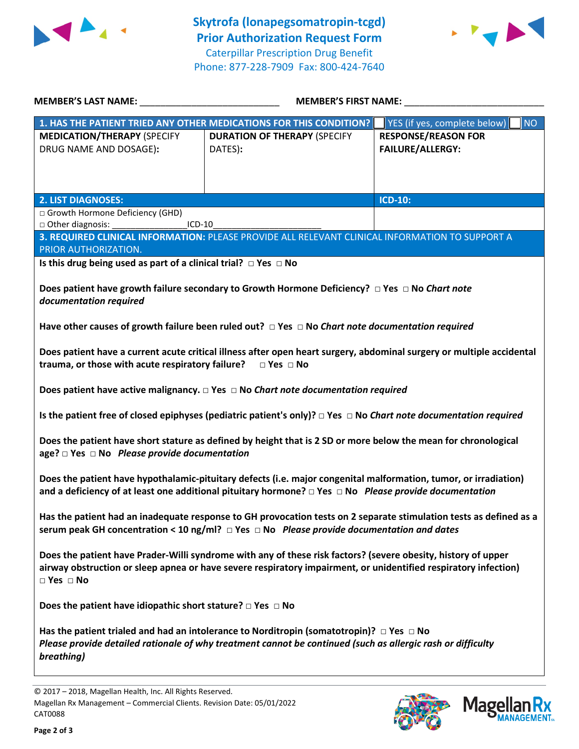# Skytrofa (lonapegsomatropin-tcgd) Prior Authorization Request Form

Caterpillar Prescription Drug Benefit
Phone: 877-228-7909 Fax: 800-424-7640

**MEMBER'S LAST NAME:** ___________________________ **MEMBER'S FIRST NAME:** ___________________________

| **1. HAS THE PATIENT TRIED ANY OTHER MEDICATIONS FOR THIS CONDITION?** | | ☐ YES (if yes, complete below) ☐ NO |
|---|---|---|
| **MEDICATION/THERAPY** (SPECIFY DRUG NAME AND DOSAGE): | **DURATION OF THERAPY** (SPECIFY DATES): | **RESPONSE/REASON FOR FAILURE/ALLERGY:** |
| | | |

| **2. LIST DIAGNOSES:** | **ICD-10:** |
|---|---|
| □ Growth Hormone Deficiency (GHD)<br>□ Other diagnosis: _______________ICD-10_____________________ | |

**3. REQUIRED CLINICAL INFORMATION:** PLEASE PROVIDE ALL RELEVANT CLINICAL INFORMATION TO SUPPORT A PRIOR AUTHORIZATION.

**Is this drug being used as part of a clinical trial?** □ **Yes** □ **No**

**Does patient have growth failure secondary to Growth Hormone Deficiency?** □ **Yes** □ **No** ***Chart note documentation required***

**Have other causes of growth failure been ruled out?** □ **Yes** □ **No** ***Chart note documentation required***

**Does patient have a current acute critical illness after open heart surgery, abdominal surgery or multiple accidental trauma, or those with acute respiratory failure?** □ **Yes** □ **No**

**Does patient have active malignancy.** □ **Yes** □ **No** ***Chart note documentation required***

**Is the patient free of closed epiphyses (pediatric patient's only)?** □ **Yes** □ **No** ***Chart note documentation required***

**Does the patient have short stature as defined by height that is 2 SD or more below the mean for chronological age?** □ **Yes** □ **No** ***Please provide documentation***

**Does the patient have hypothalamic-pituitary defects (i.e. major congenital malformation, tumor, or irradiation) and a deficiency of at least one additional pituitary hormone?** □ **Yes** □ **No** ***Please provide documentation***

**Has the patient had an inadequate response to GH provocation tests on 2 separate stimulation tests as defined as a serum peak GH concentration < 10 ng/ml?** □ **Yes** □ **No** ***Please provide documentation and dates***

**Does the patient have Prader-Willi syndrome with any of these risk factors? (severe obesity, history of upper airway obstruction or sleep apnea or have severe respiratory impairment, or unidentified respiratory infection)** □ **Yes** □ **No**

**Does the patient have idiopathic short stature?** □ **Yes** □ **No**

**Has the patient trialed and had an intolerance to Norditropin (somatotropin)?** □ **Yes** □ **No**
***Please provide detailed rationale of why treatment cannot be continued (such as allergic rash or difficulty breathing)***

© 2017 – 2018, Magellan Health, Inc. All Rights Reserved.
Magellan Rx Management – Commercial Clients. Revision Date: 05/01/2022
CAT0088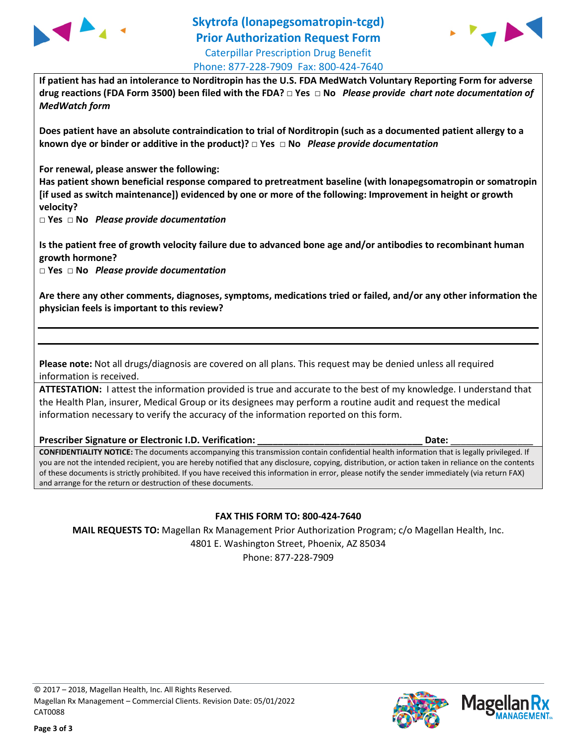# Skytrofa (lonapegsomatropin-tcgd) Prior Authorization Request Form

Caterpillar Prescription Drug Benefit
Phone: 877-228-7909 Fax: 800-424-7640

**If patient has had an intolerance to Norditropin has the U.S. FDA MedWatch Voluntary Reporting Form for adverse drug reactions (FDA Form 3500) been filed with the FDA? □ Yes □ No** ***Please provide chart note documentation of MedWatch form***

**Does patient have an absolute contraindication to trial of Norditropin (such as a documented patient allergy to a known dye or binder or additive in the product)? □ Yes □ No** ***Please provide documentation***

**For renewal, please answer the following:**

**Has patient shown beneficial response compared to pretreatment baseline (with lonapegsomatropin or somatropin [if used as switch maintenance]) evidenced by one or more of the following: Improvement in height or growth velocity?**

**□ Yes □ No** ***Please provide documentation***

**Is the patient free of growth velocity failure due to advanced bone age and/or antibodies to recombinant human growth hormone?**

**□ Yes □ No** ***Please provide documentation***

**Are there any other comments, diagnoses, symptoms, medications tried or failed, and/or any other information the physician feels is important to this review?**

______________________________________________________________________

______________________________________________________________________

**Please note:** Not all drugs/diagnosis are covered on all plans. This request may be denied unless all required information is received.

**ATTESTATION:** I attest the information provided is true and accurate to the best of my knowledge. I understand that the Health Plan, insurer, Medical Group or its designees may perform a routine audit and request the medical information necessary to verify the accuracy of the information reported on this form.

**Prescriber Signature or Electronic I.D. Verification: ________________________________ Date:** ________________

**CONFIDENTIALITY NOTICE:** The documents accompanying this transmission contain confidential health information that is legally privileged. If you are not the intended recipient, you are hereby notified that any disclosure, copying, distribution, or action taken in reliance on the contents of these documents is strictly prohibited. If you have received this information in error, please notify the sender immediately (via return FAX) and arrange for the return or destruction of these documents.

**FAX THIS FORM TO: 800-424-7640**

**MAIL REQUESTS TO:** Magellan Rx Management Prior Authorization Program; c/o Magellan Health, Inc.
4801 E. Washington Street, Phoenix, AZ 85034
Phone: 877-228-7909

© 2017 – 2018, Magellan Health, Inc. All Rights Reserved.
Magellan Rx Management – Commercial Clients. Revision Date: 05/01/2022
CAT0088